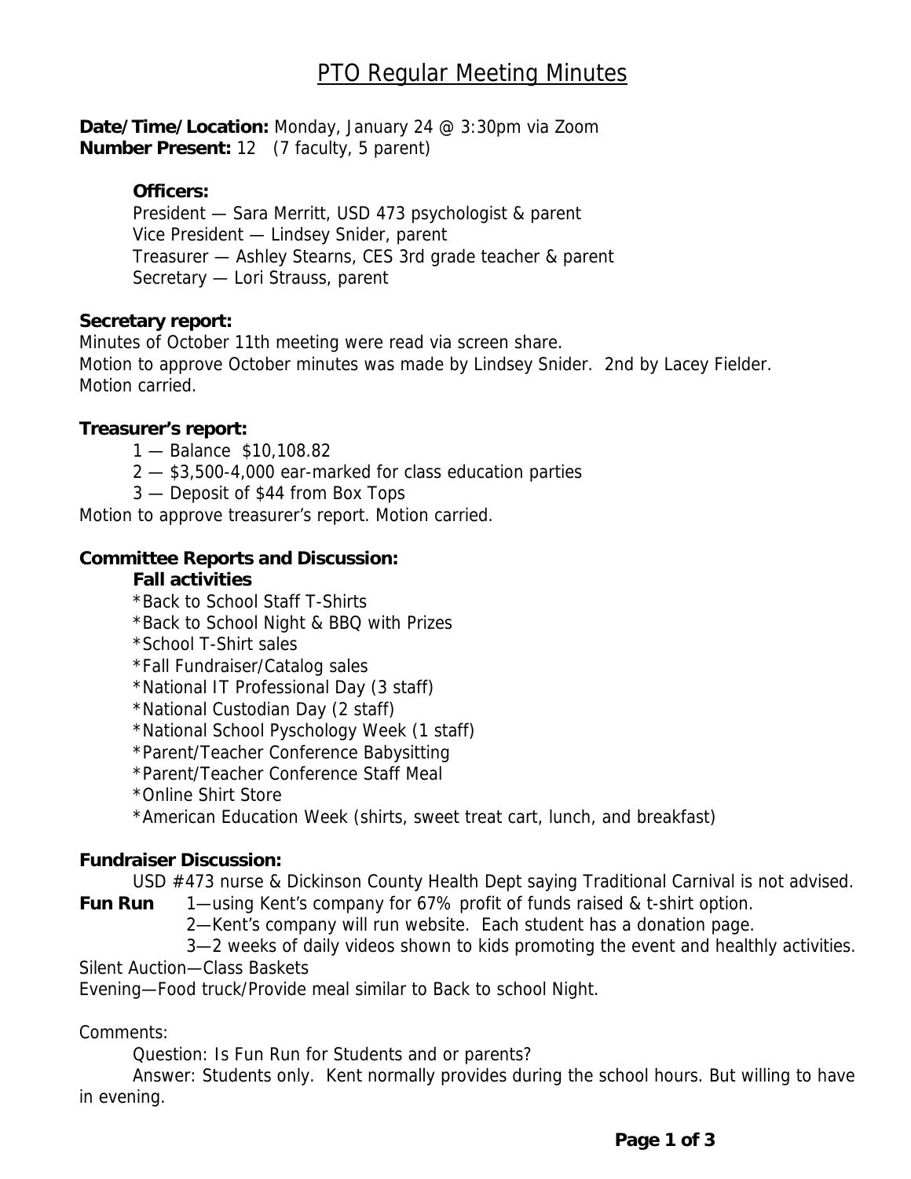# PTO Regular Meeting Minutes

**Date/Time/Location:** Monday, January 24 @ 3:30pm via Zoom
**Number Present:** 12 (7 faculty, 5 parent)

**Officers:**
President — Sara Merritt, USD 473 psychologist & parent
Vice President — Lindsey Snider, parent
Treasurer — Ashley Stearns, CES 3rd grade teacher & parent
Secretary — Lori Strauss, parent

**Secretary report:**
Minutes of October 11th meeting were read via screen share.
Motion to approve October minutes was made by Lindsey Snider. 2nd by Lacey Fielder.
Motion carried.

**Treasurer's report:**

1 — Balance $10,108.82
2 — $3,500-4,000 ear-marked for class education parties
3 — Deposit of $44 from Box Tops

Motion to approve treasurer's report. Motion carried.

**Committee Reports and Discussion:**

**Fall activities**

*Back to School Staff T-Shirts
*Back to School Night & BBQ with Prizes
*School T-Shirt sales
*Fall Fundraiser/Catalog sales
*National IT Professional Day (3 staff)
*National Custodian Day (2 staff)
*National School Pyschology Week (1 staff)
*Parent/Teacher Conference Babysitting
*Parent/Teacher Conference Staff Meal
*Online Shirt Store
*American Education Week (shirts, sweet treat cart, lunch, and breakfast)

**Fundraiser Discussion:**

USD #473 nurse & Dickinson County Health Dept saying Traditional Carnival is not advised.

**Fun Run** 1—using Kent's company for 67% profit of funds raised & t-shirt option.
2—Kent's company will run website. Each student has a donation page.
3—2 weeks of daily videos shown to kids promoting the event and healthly activities.

Silent Auction—Class Baskets
Evening—Food truck/Provide meal similar to Back to school Night.

Comments:

Question: Is Fun Run for Students and or parents?
Answer: Students only. Kent normally provides during the school hours. But willing to have in evening.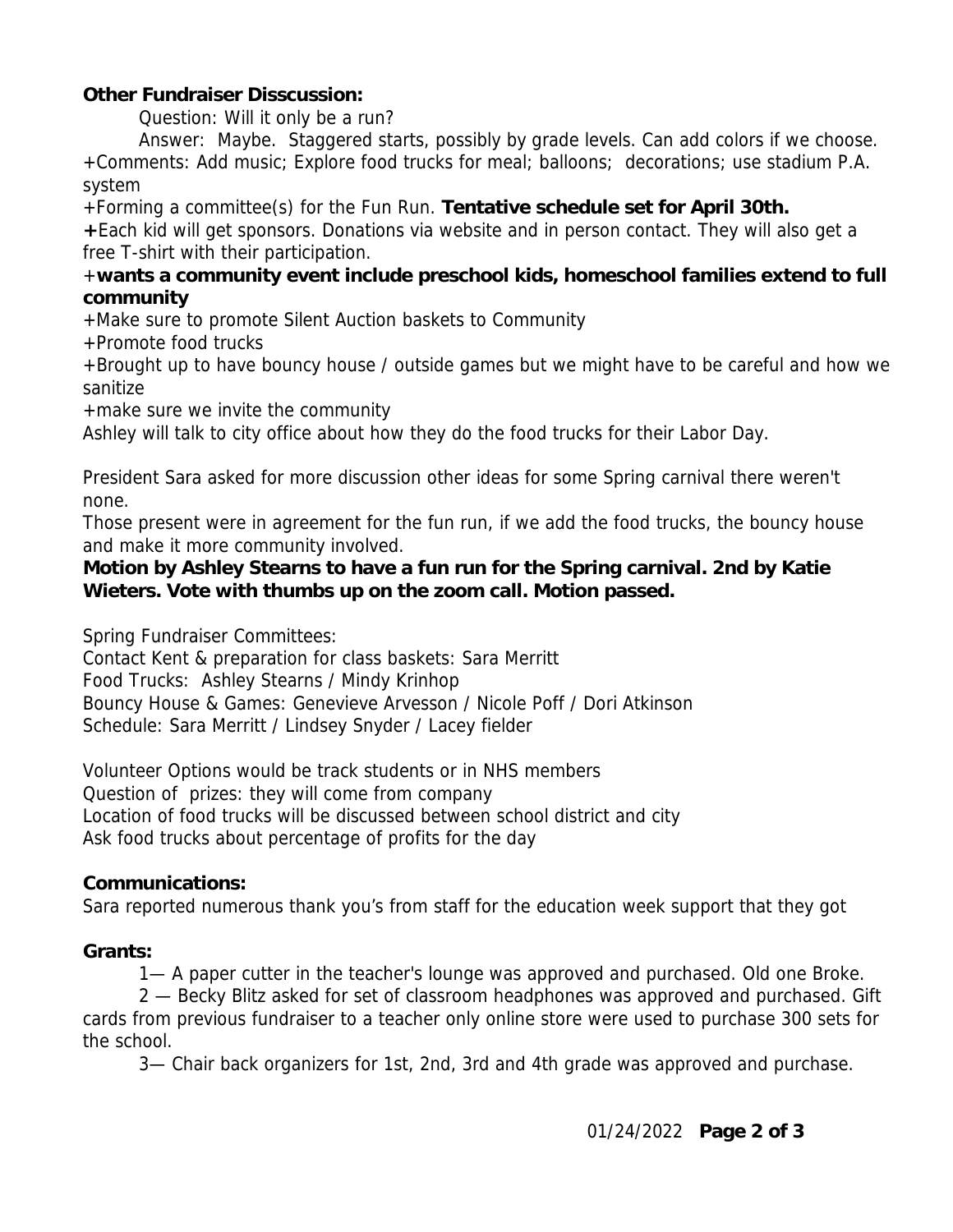**Other Fundraiser Disscussion:**

Question: Will it only be a run?

Answer: Maybe. Staggered starts, possibly by grade levels. Can add colors if we choose.

+Comments: Add music; Explore food trucks for meal; balloons; decorations; use stadium P.A. system

+Forming a committee(s) for the Fun Run. **Tentative schedule set for April 30th.**

**+**Each kid will get sponsors. Donations via website and in person contact. They will also get a free T-shirt with their participation.

+**wants a community event include preschool kids, homeschool families extend to full community**

+Make sure to promote Silent Auction baskets to Community

+Promote food trucks

+Brought up to have bouncy house / outside games but we might have to be careful and how we sanitize

+make sure we invite the community

Ashley will talk to city office about how they do the food trucks for their Labor Day.

President Sara asked for more discussion other ideas for some Spring carnival there weren't none.

Those present were in agreement for the fun run, if we add the food trucks, the bouncy house and make it more community involved.

**Motion by Ashley Stearns to have a fun run for the Spring carnival. 2nd by Katie Wieters. Vote with thumbs up on the zoom call. Motion passed.**

Spring Fundraiser Committees:
Contact Kent & preparation for class baskets: Sara Merritt
Food Trucks: Ashley Stearns / Mindy Krinhop
Bouncy House & Games: Genevieve Arvesson / Nicole Poff / Dori Atkinson
Schedule: Sara Merritt / Lindsey Snyder / Lacey fielder

Volunteer Options would be track students or in NHS members
Question of prizes: they will come from company
Location of food trucks will be discussed between school district and city
Ask food trucks about percentage of profits for the day

**Communications:**

Sara reported numerous thank you's from staff for the education week support that they got

**Grants:**

1— A paper cutter in the teacher's lounge was approved and purchased. Old one Broke.

2 — Becky Blitz asked for set of classroom headphones was approved and purchased. Gift cards from previous fundraiser to a teacher only online store were used to purchase 300 sets for the school.

3— Chair back organizers for 1st, 2nd, 3rd and 4th grade was approved and purchase.

01/24/2022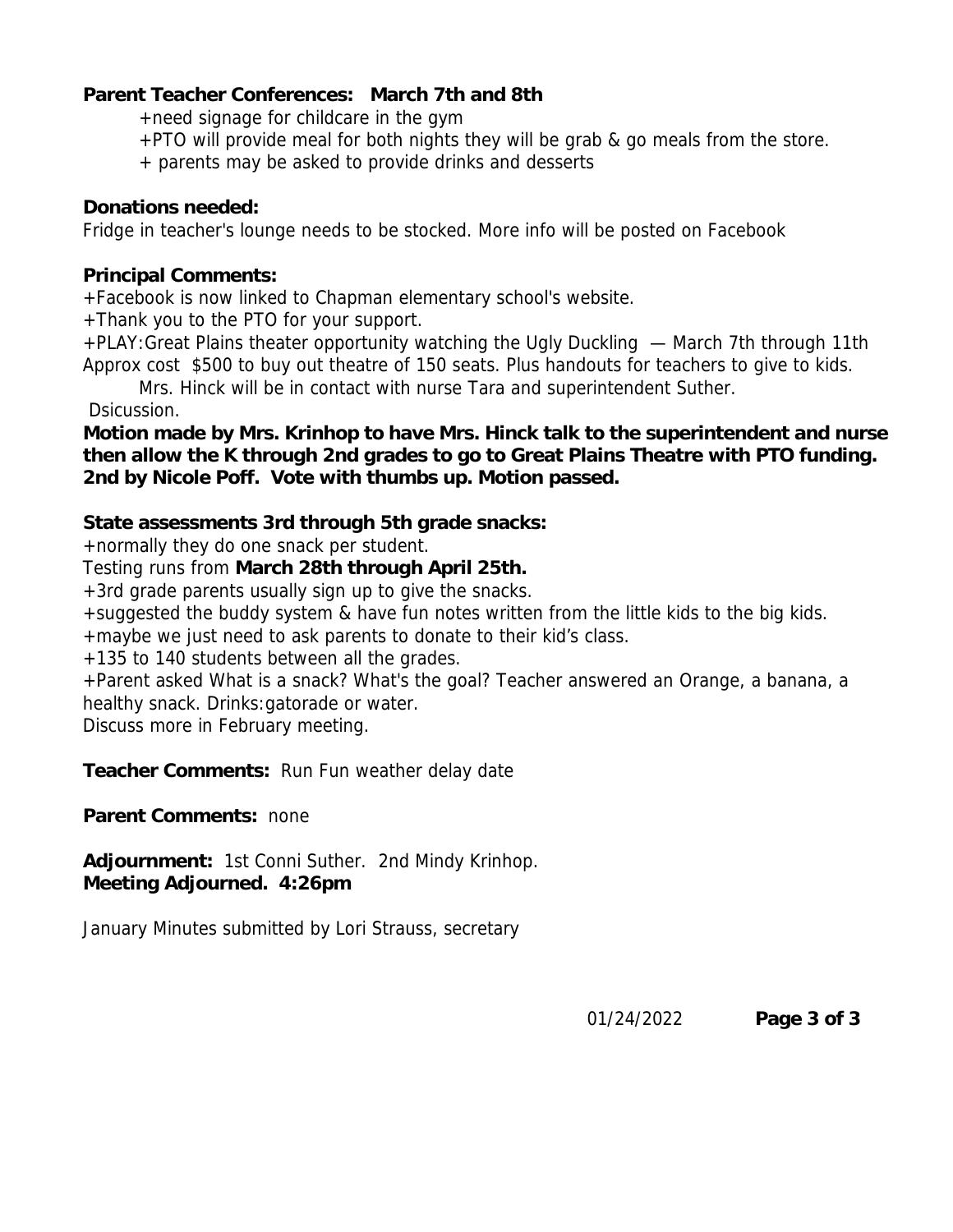**Parent Teacher Conferences: March 7th and 8th**

+need signage for childcare in the gym

+PTO will provide meal for both nights they will be grab & go meals from the store.

+ parents may be asked to provide drinks and desserts

**Donations needed:**

Fridge in teacher's lounge needs to be stocked. More info will be posted on Facebook

**Principal Comments:**

+Facebook is now linked to Chapman elementary school's website.

+Thank you to the PTO for your support.

+PLAY:Great Plains theater opportunity watching the Ugly Duckling — March 7th through 11th Approx cost $500 to buy out theatre of 150 seats. Plus handouts for teachers to give to kids.

Mrs. Hinck will be in contact with nurse Tara and superintendent Suther.

Dsicussion.

**Motion made by Mrs. Krinhop to have Mrs. Hinck talk to the superintendent and nurse then allow the K through 2nd grades to go to Great Plains Theatre with PTO funding. 2nd by Nicole Poff. Vote with thumbs up. Motion passed.**

**State assessments 3rd through 5th grade snacks:**

+normally they do one snack per student.

Testing runs from **March 28th through April 25th.**

+3rd grade parents usually sign up to give the snacks.

+suggested the buddy system & have fun notes written from the little kids to the big kids.

+maybe we just need to ask parents to donate to their kid's class.

+135 to 140 students between all the grades.

+Parent asked What is a snack? What's the goal? Teacher answered an Orange, a banana, a healthy snack. Drinks:gatorade or water.

Discuss more in February meeting.

**Teacher Comments:** Run Fun weather delay date

**Parent Comments:** none

**Adjournment:** 1st Conni Suther. 2nd Mindy Krinhop.

**Meeting Adjourned. 4:26pm**

January Minutes submitted by Lori Strauss, secretary

01/24/2022